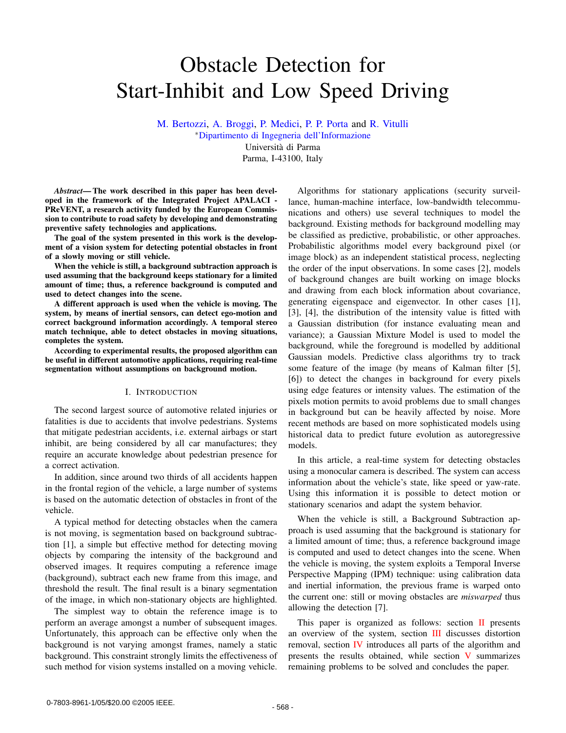# Obstacle Detection for Start-Inhibit and Low Speed Driving

M. Bertozzi, A. Broggi, P. Medici, P. P. Porta and R. Vitulli

*Dipartimento di Ingegneria dell'Informazione

Università di Parma

Parma, I-43100, Italy

***Abstract*— The work described in this paper has been developed in the framework of the Integrated Project APALACI - PReVENT, a research activity funded by the European Commission to contribute to road safety by developing and demonstrating preventive safety technologies and applications.**

**The goal of the system presented in this work is the development of a vision system for detecting potential obstacles in front of a slowly moving or still vehicle.**

**When the vehicle is still, a background subtraction approach is used assuming that the background keeps stationary for a limited amount of time; thus, a reference background is computed and used to detect changes into the scene.**

**A different approach is used when the vehicle is moving. The system, by means of inertial sensors, can detect ego-motion and correct background information accordingly. A temporal stereo match technique, able to detect obstacles in moving situations, completes the system.**

**According to experimental results, the proposed algorithm can be useful in different automotive applications, requiring real-time segmentation without assumptions on background motion.**

## I. Introduction

The second largest source of automotive related injuries or fatalities is due to accidents that involve pedestrians. Systems that mitigate pedestrian accidents, i.e. external airbags or start inhibit, are being considered by all car manufactures; they require an accurate knowledge about pedestrian presence for a correct activation.

In addition, since around two thirds of all accidents happen in the frontal region of the vehicle, a large number of systems is based on the automatic detection of obstacles in front of the vehicle.

A typical method for detecting obstacles when the camera is not moving, is segmentation based on background subtraction [1], a simple but effective method for detecting moving objects by comparing the intensity of the background and observed images. It requires computing a reference image (background), subtract each new frame from this image, and threshold the result. The final result is a binary segmentation of the image, in which non-stationary objects are highlighted.

The simplest way to obtain the reference image is to perform an average amongst a number of subsequent images. Unfortunately, this approach can be effective only when the background is not varying amongst frames, namely a static background. This constraint strongly limits the effectiveness of such method for vision systems installed on a moving vehicle.

Algorithms for stationary applications (security surveillance, human-machine interface, low-bandwidth telecommunications and others) use several techniques to model the background. Existing methods for background modelling may be classified as predictive, probabilistic, or other approaches. Probabilistic algorithms model every background pixel (or image block) as an independent statistical process, neglecting the order of the input observations. In some cases [2], models of background changes are built working on image blocks and drawing from each block information about covariance, generating eigenspace and eigenvector. In other cases [1], [3], [4], the distribution of the intensity value is fitted with a Gaussian distribution (for instance evaluating mean and variance); a Gaussian Mixture Model is used to model the background, while the foreground is modelled by additional Gaussian models. Predictive class algorithms try to track some feature of the image (by means of Kalman filter [5], [6]) to detect the changes in background for every pixels using edge features or intensity values. The estimation of the pixels motion permits to avoid problems due to small changes in background but can be heavily affected by noise. More recent methods are based on more sophisticated models using historical data to predict future evolution as autoregressive models.

In this article, a real-time system for detecting obstacles using a monocular camera is described. The system can access information about the vehicle's state, like speed or yaw-rate. Using this information it is possible to detect motion or stationary scenarios and adapt the system behavior.

When the vehicle is still, a Background Subtraction approach is used assuming that the background is stationary for a limited amount of time; thus, a reference background image is computed and used to detect changes into the scene. When the vehicle is moving, the system exploits a Temporal Inverse Perspective Mapping (IPM) technique: using calibration data and inertial information, the previous frame is warped onto the current one: still or moving obstacles are *miswarped* thus allowing the detection [7].

This paper is organized as follows: section II presents an overview of the system, section III discusses distortion removal, section IV introduces all parts of the algorithm and presents the results obtained, while section V summarizes remaining problems to be solved and concludes the paper.

0-7803-8961-1/05/$20.00 ©2005 IEEE.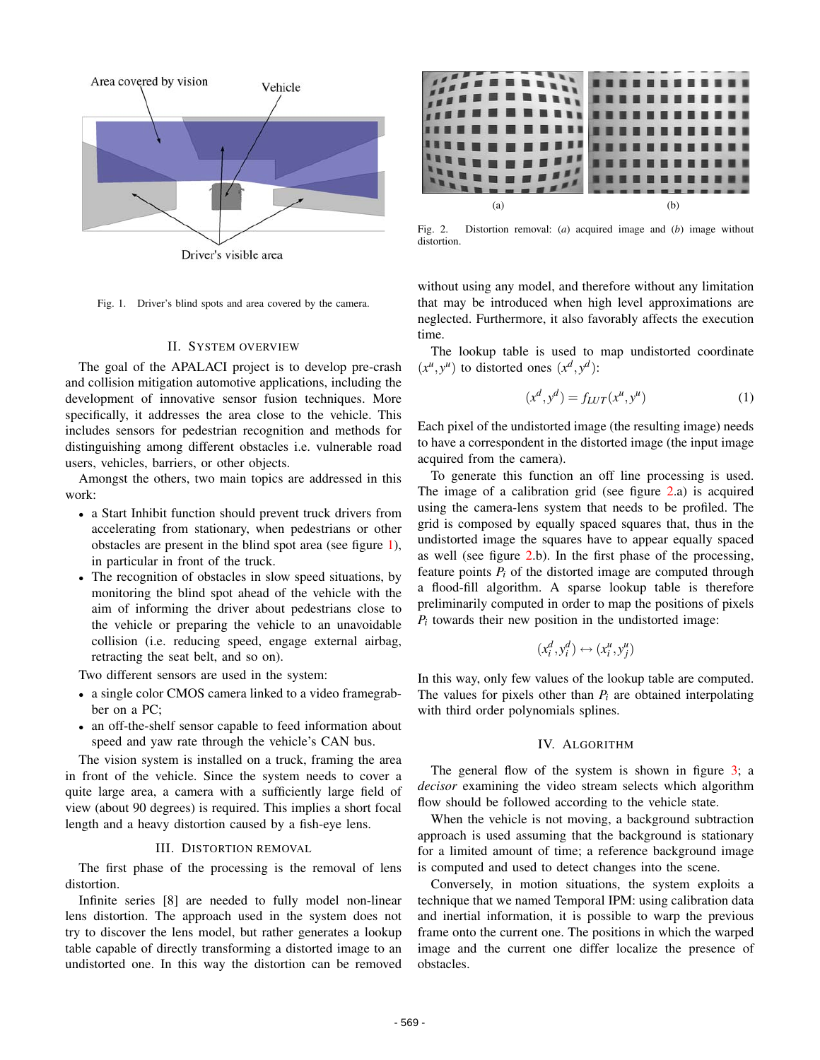Fig. 1. Driver's blind spots and area covered by the camera.

## II. System Overview

The goal of the APALACI project is to develop pre-crash and collision mitigation automotive applications, including the development of innovative sensor fusion techniques. More specifically, it addresses the area close to the vehicle. This includes sensors for pedestrian recognition and methods for distinguishing among different obstacles i.e. vulnerable road users, vehicles, barriers, or other objects.

Amongst the others, two main topics are addressed in this work:

- a Start Inhibit function should prevent truck drivers from accelerating from stationary, when pedestrians or other obstacles are present in the blind spot area (see figure 1), in particular in front of the truck.
- The recognition of obstacles in slow speed situations, by monitoring the blind spot ahead of the vehicle with the aim of informing the driver about pedestrians close to the vehicle or preparing the vehicle to an unavoidable collision (i.e. reducing speed, engage external airbag, retracting the seat belt, and so on).

Two different sensors are used in the system:

- a single color CMOS camera linked to a video framegrabber on a PC;
- an off-the-shelf sensor capable to feed information about speed and yaw rate through the vehicle's CAN bus.

The vision system is installed on a truck, framing the area in front of the vehicle. Since the system needs to cover a quite large area, a camera with a sufficiently large field of view (about 90 degrees) is required. This implies a short focal length and a heavy distortion caused by a fish-eye lens.

## III. Distortion Removal

The first phase of the processing is the removal of lens distortion.

Infinite series [8] are needed to fully model non-linear lens distortion. The approach used in the system does not try to discover the lens model, but rather generates a lookup table capable of directly transforming a distorted image to an undistorted one. In this way the distortion can be removed without using any model, and therefore without any limitation that may be introduced when high level approximations are neglected. Furthermore, it also favorably affects the execution time.

Fig. 2. Distortion removal: (*a*) acquired image and (*b*) image without distortion.

The lookup table is used to map undistorted coordinate $(x^u, y^u)$ to distorted ones $(x^d, y^d)$:

$$(x^d, y^d) = f_{LUT}(x^u, y^u) \tag{1}$$

Each pixel of the undistorted image (the resulting image) needs to have a correspondent in the distorted image (the input image acquired from the camera).

To generate this function an off line processing is used. The image of a calibration grid (see figure 2.a) is acquired using the camera-lens system that needs to be profiled. The grid is composed by equally spaced squares that, thus in the undistorted image the squares have to appear equally spaced as well (see figure 2.b). In the first phase of the processing, feature points $P_i$ of the distorted image are computed through a flood-fill algorithm. A sparse lookup table is therefore preliminarily computed in order to map the positions of pixels $P_i$ towards their new position in the undistorted image:

$$(x_i^d, y_i^d) \leftrightarrow (x_i^u, y_j^u)$$

In this way, only few values of the lookup table are computed. The values for pixels other than $P_i$ are obtained interpolating with third order polynomials splines.

## IV. Algorithm

The general flow of the system is shown in figure 3; a *decisor* examining the video stream selects which algorithm flow should be followed according to the vehicle state.

When the vehicle is not moving, a background subtraction approach is used assuming that the background is stationary for a limited amount of time; a reference background image is computed and used to detect changes into the scene.

Conversely, in motion situations, the system exploits a technique that we named Temporal IPM: using calibration data and inertial information, it is possible to warp the previous frame onto the current one. The positions in which the warped image and the current one differ localize the presence of obstacles.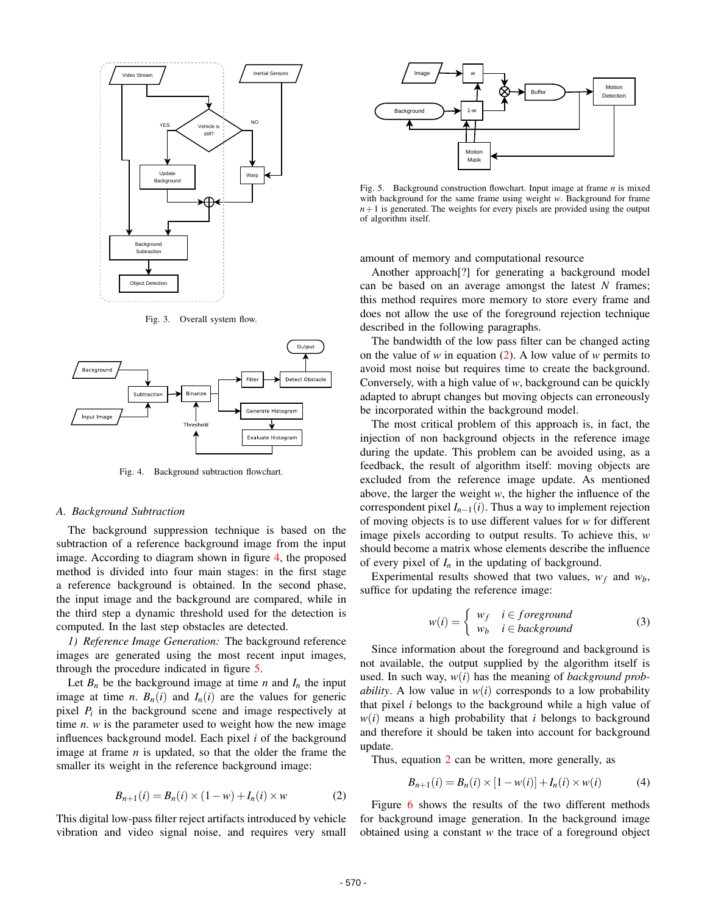Fig. 3. Overall system flow.

Fig. 4. Background subtraction flowchart.

Fig. 5. Background construction flowchart. Input image at frame $n$ is mixed with background for the same frame using weight $w$. Background for frame $n+1$ is generated. The weights for every pixels are provided using the output of algorithm itself.

### A. Background Subtraction

The background suppression technique is based on the subtraction of a reference background image from the input image. According to diagram shown in figure 4, the proposed method is divided into four main stages: in the first stage a reference background is obtained. In the second phase, the input image and the background are compared, while in the third step a dynamic threshold used for the detection is computed. In the last step obstacles are detected.

*1) Reference Image Generation:* The background reference images are generated using the most recent input images, through the procedure indicated in figure 5.

Let $B_n$ be the background image at time $n$ and $I_n$ the input image at time $n$. $B_n(i)$ and $I_n(i)$ are the values for generic pixel $P_i$ in the background scene and image respectively at time $n$. $w$ is the parameter used to weight how the new image influences background model. Each pixel $i$ of the background image at frame $n$ is updated, so that the older the frame the smaller its weight in the reference background image:

$$B_{n+1}(i) = B_n(i) \times (1-w) + I_n(i) \times w \tag{2}$$

This digital low-pass filter reject artifacts introduced by vehicle vibration and video signal noise, and requires very small amount of memory and computational resource

Another approach[?] for generating a background model can be based on an average amongst the latest $N$ frames; this method requires more memory to store every frame and does not allow the use of the foreground rejection technique described in the following paragraphs.

The bandwidth of the low pass filter can be changed acting on the value of $w$ in equation (2). A low value of $w$ permits to avoid most noise but requires time to create the background. Conversely, with a high value of $w$, background can be quickly adapted to abrupt changes but moving objects can erroneously be incorporated within the background model.

The most critical problem of this approach is, in fact, the injection of non background objects in the reference image during the update. This problem can be avoided using, as a feedback, the result of algorithm itself: moving objects are excluded from the reference image update. As mentioned above, the larger the weight $w$, the higher the influence of the correspondent pixel $I_{n-1}(i)$. Thus a way to implement rejection of moving objects is to use different values for $w$ for different image pixels according to output results. To achieve this, $w$ should become a matrix whose elements describe the influence of every pixel of $I_n$ in the updating of background.

Experimental results showed that two values, $w_f$ and $w_b$, suffice for updating the reference image:

$$w(i) = \begin{cases} w_f & i \in foreground \\ w_b & i \in background \end{cases} \tag{3}$$

Since information about the foreground and background is not available, the output supplied by the algorithm itself is used. In such way, $w(i)$ has the meaning of *background probability*. A low value in $w(i)$ corresponds to a low probability that pixel $i$ belongs to the background while a high value of $w(i)$ means a high probability that $i$ belongs to background and therefore it should be taken into account for background update.

Thus, equation 2 can be written, more generally, as

$$B_{n+1}(i) = B_n(i) \times [1-w(i)] + I_n(i) \times w(i) \tag{4}$$

Figure 6 shows the results of the two different methods for background image generation. In the background image obtained using a constant $w$ the trace of a foreground object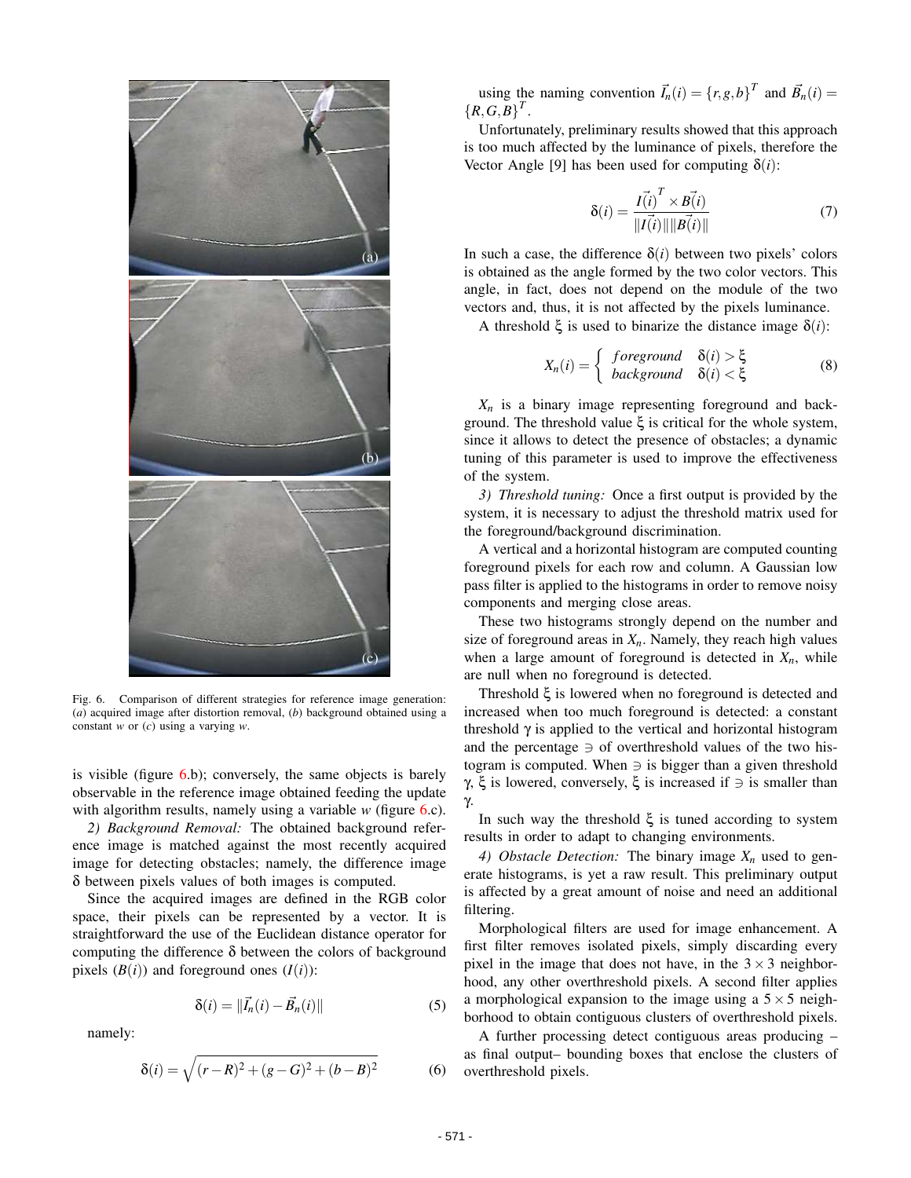Fig. 6. Comparison of different strategies for reference image generation: (*a*) acquired image after distortion removal, (*b*) background obtained using a constant *w* or (*c*) using a varying *w*.

is visible (figure 6.b); conversely, the same objects is barely observable in the reference image obtained feeding the update with algorithm results, namely using a variable *w* (figure 6.c).

*2) Background Removal:* The obtained background reference image is matched against the most recently acquired image for detecting obstacles; namely, the difference image $\delta$ between pixels values of both images is computed.

Since the acquired images are defined in the RGB color space, their pixels can be represented by a vector. It is straightforward the use of the Euclidean distance operator for computing the difference $\delta$ between the colors of background pixels ($B(i)$) and foreground ones ($I(i)$):

$$\delta(i) = \|\vec{I}_n(i) - \vec{B}_n(i)\| \tag{5}$$

namely:

$$\delta(i) = \sqrt{(r-R)^2 + (g-G)^2 + (b-B)^2} \tag{6}$$

using the naming convention $\vec{I}_n(i) = \{r, g, b\}^T$ and $\vec{B}_n(i) = \{R, G, B\}^T$.

Unfortunately, preliminary results showed that this approach is too much affected by the luminance of pixels, therefore the Vector Angle [9] has been used for computing $\delta(i)$:

$$\delta(i) = \frac{\vec{I(i)}^T \times \vec{B(i)}}{\|\vec{I(i)}\|\|\vec{B(i)}\|} \tag{7}$$

In such a case, the difference $\delta(i)$ between two pixels' colors is obtained as the angle formed by the two color vectors. This angle, in fact, does not depend on the module of the two vectors and, thus, it is not affected by the pixels luminance.

A threshold $\xi$ is used to binarize the distance image $\delta(i)$:

$$X_n(i) = \begin{cases} foreground & \delta(i) > \xi \\ background & \delta(i) < \xi \end{cases} \tag{8}$$

$X_n$ is a binary image representing foreground and background. The threshold value $\xi$ is critical for the whole system, since it allows to detect the presence of obstacles; a dynamic tuning of this parameter is used to improve the effectiveness of the system.

*3) Threshold tuning:* Once a first output is provided by the system, it is necessary to adjust the threshold matrix used for the foreground/background discrimination.

A vertical and a horizontal histogram are computed counting foreground pixels for each row and column. A Gaussian low pass filter is applied to the histograms in order to remove noisy components and merging close areas.

These two histograms strongly depend on the number and size of foreground areas in $X_n$. Namely, they reach high values when a large amount of foreground is detected in $X_n$, while are null when no foreground is detected.

Threshold $\xi$ is lowered when no foreground is detected and increased when too much foreground is detected: a constant threshold $\gamma$ is applied to the vertical and horizontal histogram and the percentage $\ni$ of overthreshold values of the two histogram is computed. When $\ni$ is bigger than a given threshold $\gamma$, $\xi$ is lowered, conversely, $\xi$ is increased if $\ni$ is smaller than $\gamma$.

In such way the threshold $\xi$ is tuned according to system results in order to adapt to changing environments.

*4) Obstacle Detection:* The binary image $X_n$ used to generate histograms, is yet a raw result. This preliminary output is affected by a great amount of noise and need an additional filtering.

Morphological filters are used for image enhancement. A first filter removes isolated pixels, simply discarding every pixel in the image that does not have, in the $3 \times 3$ neighborhood, any other overthreshold pixels. A second filter applies a morphological expansion to the image using a $5 \times 5$ neighborhood to obtain contiguous clusters of overthreshold pixels.

A further processing detect contiguous areas producing – as final output– bounding boxes that enclose the clusters of overthreshold pixels.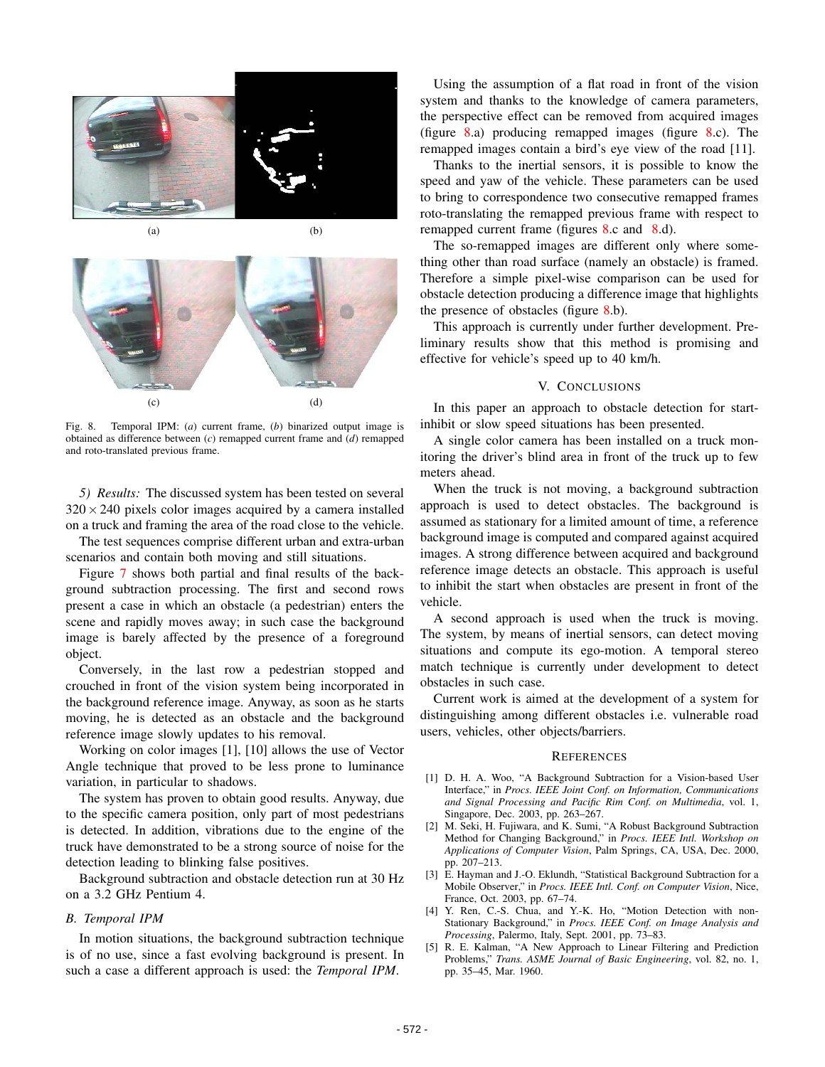(a) (b)

(c) (d)

Fig. 8. Temporal IPM: (*a*) current frame, (*b*) binarized output image is obtained as difference between (*c*) remapped current frame and (*d*) remapped and roto-translated previous frame.

*5) Results:* The discussed system has been tested on several $320 \times 240$ pixels color images acquired by a camera installed on a truck and framing the area of the road close to the vehicle.

The test sequences comprise different urban and extra-urban scenarios and contain both moving and still situations.

Figure 7 shows both partial and final results of the background subtraction processing. The first and second rows present a case in which an obstacle (a pedestrian) enters the scene and rapidly moves away; in such case the background image is barely affected by the presence of a foreground object.

Conversely, in the last row a pedestrian stopped and crouched in front of the vision system being incorporated in the background reference image. Anyway, as soon as he starts moving, he is detected as an obstacle and the background reference image slowly updates to his removal.

Working on color images [1], [10] allows the use of Vector Angle technique that proved to be less prone to luminance variation, in particular to shadows.

The system has proven to obtain good results. Anyway, due to the specific camera position, only part of most pedestrians is detected. In addition, vibrations due to the engine of the truck have demonstrated to be a strong source of noise for the detection leading to blinking false positives.

Background subtraction and obstacle detection run at 30 Hz on a 3.2 GHz Pentium 4.

### B. Temporal IPM

In motion situations, the background subtraction technique is of no use, since a fast evolving background is present. In such a case a different approach is used: the *Temporal IPM*.

Using the assumption of a flat road in front of the vision system and thanks to the knowledge of camera parameters, the perspective effect can be removed from acquired images (figure 8.a) producing remapped images (figure 8.c). The remapped images contain a bird's eye view of the road [11].

Thanks to the inertial sensors, it is possible to know the speed and yaw of the vehicle. These parameters can be used to bring to correspondence two consecutive remapped frames roto-translating the remapped previous frame with respect to remapped current frame (figures 8.c and 8.d).

The so-remapped images are different only where something other than road surface (namely an obstacle) is framed. Therefore a simple pixel-wise comparison can be used for obstacle detection producing a difference image that highlights the presence of obstacles (figure 8.b).

This approach is currently under further development. Preliminary results show that this method is promising and effective for vehicle's speed up to 40 km/h.

## V. Conclusions

In this paper an approach to obstacle detection for start-inhibit or slow speed situations has been presented.

A single color camera has been installed on a truck monitoring the driver's blind area in front of the truck up to few meters ahead.

When the truck is not moving, a background subtraction approach is used to detect obstacles. The background is assumed as stationary for a limited amount of time, a reference background image is computed and compared against acquired images. A strong difference between acquired and background reference image detects an obstacle. This approach is useful to inhibit the start when obstacles are present in front of the vehicle.

A second approach is used when the truck is moving. The system, by means of inertial sensors, can detect moving situations and compute its ego-motion. A temporal stereo match technique is currently under development to detect obstacles in such case.

Current work is aimed at the development of a system for distinguishing among different obstacles i.e. vulnerable road users, vehicles, other objects/barriers.

## References

[1] D. H. A. Woo, "A Background Subtraction for a Vision-based User Interface," in *Procs. IEEE Joint Conf. on Information, Communications and Signal Processing and Pacific Rim Conf. on Multimedia*, vol. 1, Singapore, Dec. 2003, pp. 263–267.

[2] M. Seki, H. Fujiwara, and K. Sumi, "A Robust Background Subtraction Method for Changing Background," in *Procs. IEEE Intl. Workshop on Applications of Computer Vision*, Palm Springs, CA, USA, Dec. 2000, pp. 207–213.

[3] E. Hayman and J.-O. Eklundh, "Statistical Background Subtraction for a Mobile Observer," in *Procs. IEEE Intl. Conf. on Computer Vision*, Nice, France, Oct. 2003, pp. 67–74.

[4] Y. Ren, C.-S. Chua, and Y.-K. Ho, "Motion Detection with non-Stationary Background," in *Procs. IEEE Conf. on Image Analysis and Processing*, Palermo, Italy, Sept. 2001, pp. 73–83.

[5] R. E. Kalman, "A New Approach to Linear Filtering and Prediction Problems," *Trans. ASME Journal of Basic Engineering*, vol. 82, no. 1, pp. 35–45, Mar. 1960.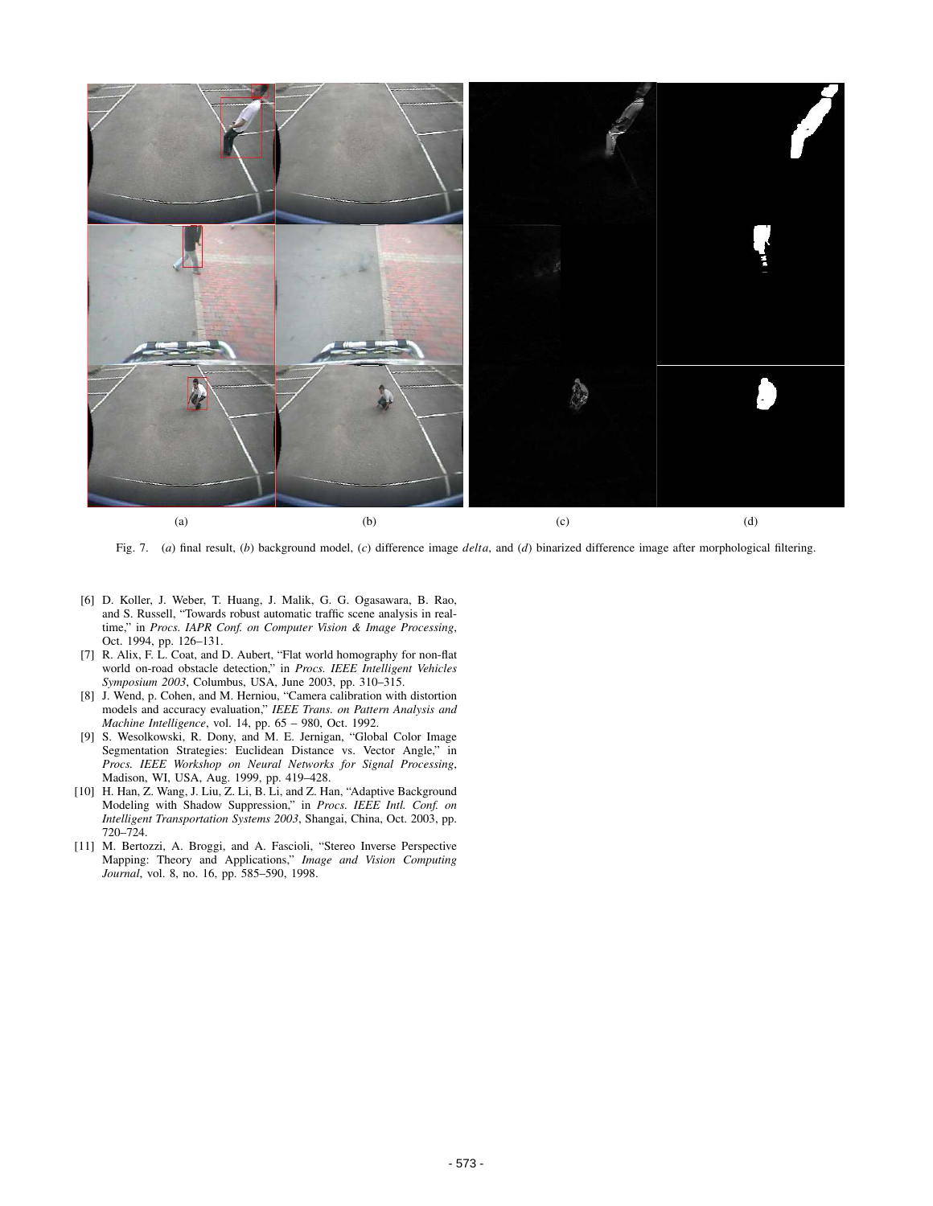(a) (b) (c) (d)

Fig. 7. (*a*) final result, (*b*) background model, (*c*) difference image *delta*, and (*d*) binarized difference image after morphological filtering.

[6] D. Koller, J. Weber, T. Huang, J. Malik, G. G. Ogasawara, B. Rao, and S. Russell, "Towards robust automatic traffic scene analysis in real-time," in *Procs. IAPR Conf. on Computer Vision & Image Processing*, Oct. 1994, pp. 126–131.

[7] R. Alix, F. L. Coat, and D. Aubert, "Flat world homography for non-flat world on-road obstacle detection," in *Procs. IEEE Intelligent Vehicles Symposium 2003*, Columbus, USA, June 2003, pp. 310–315.

[8] J. Wend, p. Cohen, and M. Herniou, "Camera calibration with distortion models and accuracy evaluation," *IEEE Trans. on Pattern Analysis and Machine Intelligence*, vol. 14, pp. 65 – 980, Oct. 1992.

[9] S. Wesolkowski, R. Dony, and M. E. Jernigan, "Global Color Image Segmentation Strategies: Euclidean Distance vs. Vector Angle," in *Procs. IEEE Workshop on Neural Networks for Signal Processing*, Madison, WI, USA, Aug. 1999, pp. 419–428.

[10] H. Han, Z. Wang, J. Liu, Z. Li, B. Li, and Z. Han, "Adaptive Background Modeling with Shadow Suppression," in *Procs. IEEE Intl. Conf. on Intelligent Transportation Systems 2003*, Shangai, China, Oct. 2003, pp. 720–724.

[11] M. Bertozzi, A. Broggi, and A. Fascioli, "Stereo Inverse Perspective Mapping: Theory and Applications," *Image and Vision Computing Journal*, vol. 8, no. 16, pp. 585–590, 1998.